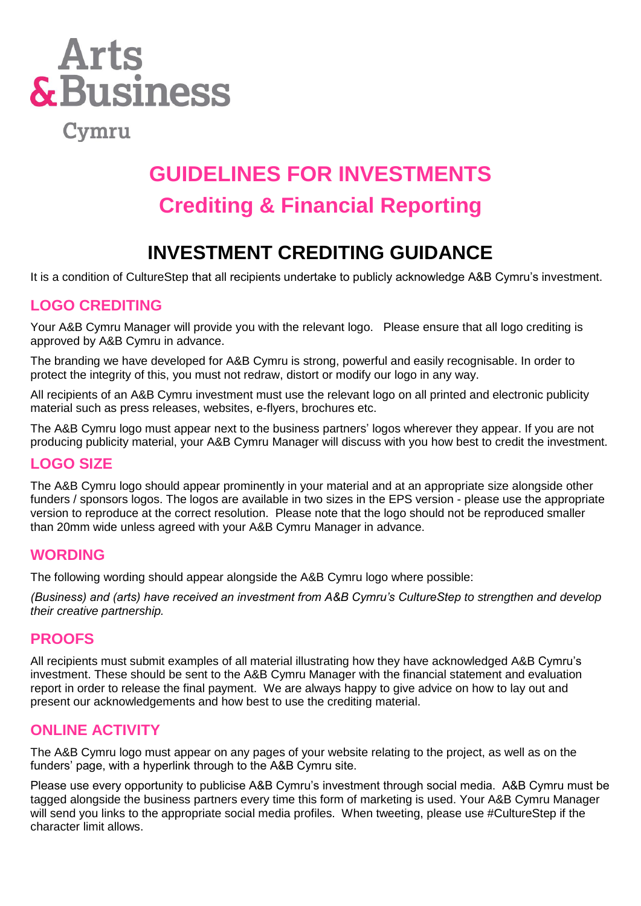Arts
& Business

Cymru

# GUIDELINES FOR INVESTMENTS

## Crediting & Financial Reporting

## INVESTMENT CREDITING GUIDANCE

It is a condition of CultureStep that all recipients undertake to publicly acknowledge A&B Cymru's investment.

### LOGO CREDITING

Your A&B Cymru Manager will provide you with the relevant logo. Please ensure that all logo crediting is approved by A&B Cymru in advance.

The branding we have developed for A&B Cymru is strong, powerful and easily recognisable. In order to protect the integrity of this, you must not redraw, distort or modify our logo in any way.

All recipients of an A&B Cymru investment must use the relevant logo on all printed and electronic publicity material such as press releases, websites, e-flyers, brochures etc.

The A&B Cymru logo must appear next to the business partners' logos wherever they appear. If you are not producing publicity material, your A&B Cymru Manager will discuss with you how best to credit the investment.

### LOGO SIZE

The A&B Cymru logo should appear prominently in your material and at an appropriate size alongside other funders / sponsors logos. The logos are available in two sizes in the EPS version - please use the appropriate version to reproduce at the correct resolution. Please note that the logo should not be reproduced smaller than 20mm wide unless agreed with your A&B Cymru Manager in advance.

### WORDING

The following wording should appear alongside the A&B Cymru logo where possible:

*(Business) and (arts) have received an investment from A&B Cymru's CultureStep to strengthen and develop their creative partnership.*

### PROOFS

All recipients must submit examples of all material illustrating how they have acknowledged A&B Cymru's investment. These should be sent to the A&B Cymru Manager with the financial statement and evaluation report in order to release the final payment. We are always happy to give advice on how to lay out and present our acknowledgements and how best to use the crediting material.

### ONLINE ACTIVITY

The A&B Cymru logo must appear on any pages of your website relating to the project, as well as on the funders' page, with a hyperlink through to the A&B Cymru site.

Please use every opportunity to publicise A&B Cymru's investment through social media. A&B Cymru must be tagged alongside the business partners every time this form of marketing is used. Your A&B Cymru Manager will send you links to the appropriate social media profiles. When tweeting, please use #CultureStep if the character limit allows.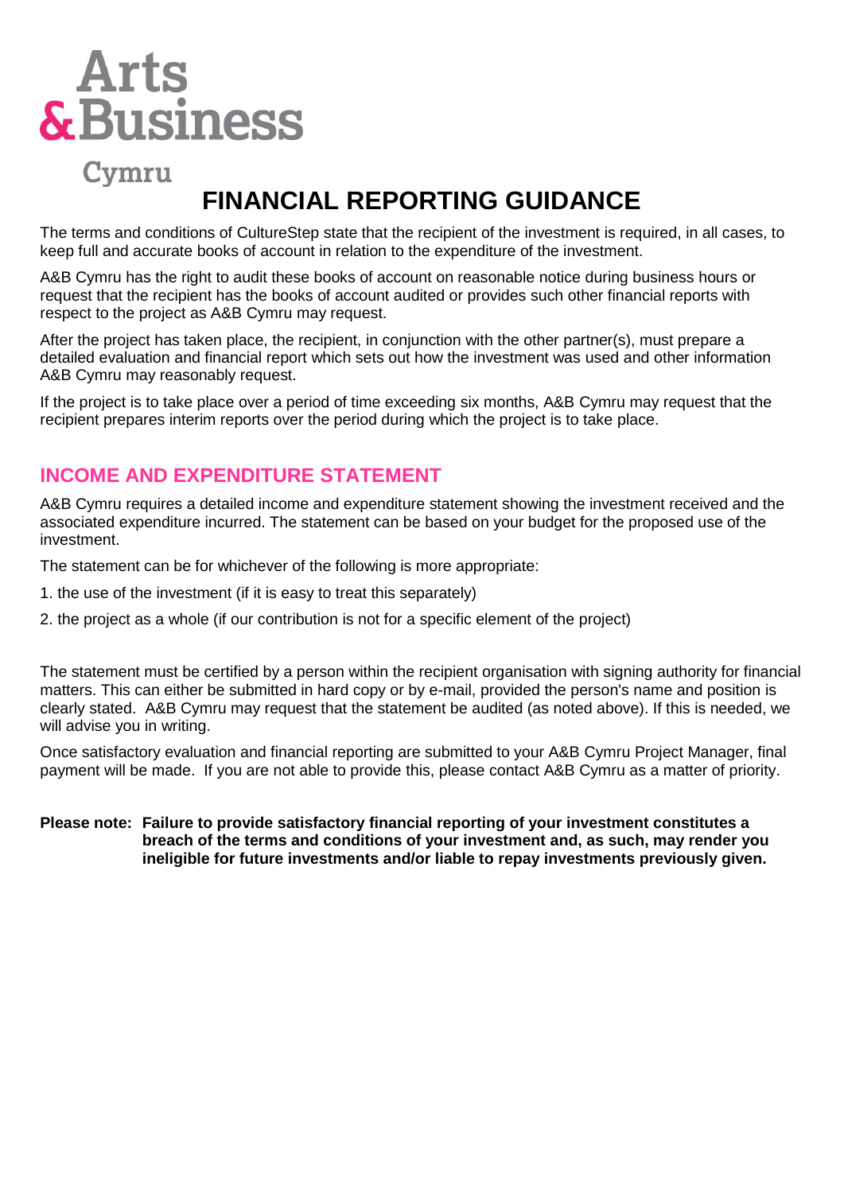Arts & Business Cymru

# FINANCIAL REPORTING GUIDANCE

The terms and conditions of CultureStep state that the recipient of the investment is required, in all cases, to keep full and accurate books of account in relation to the expenditure of the investment.

A&B Cymru has the right to audit these books of account on reasonable notice during business hours or request that the recipient has the books of account audited or provides such other financial reports with respect to the project as A&B Cymru may request.

After the project has taken place, the recipient, in conjunction with the other partner(s), must prepare a detailed evaluation and financial report which sets out how the investment was used and other information A&B Cymru may reasonably request.

If the project is to take place over a period of time exceeding six months, A&B Cymru may request that the recipient prepares interim reports over the period during which the project is to take place.

## INCOME AND EXPENDITURE STATEMENT

A&B Cymru requires a detailed income and expenditure statement showing the investment received and the associated expenditure incurred. The statement can be based on your budget for the proposed use of the investment.

The statement can be for whichever of the following is more appropriate:

1. the use of the investment (if it is easy to treat this separately)
2. the project as a whole (if our contribution is not for a specific element of the project)

The statement must be certified by a person within the recipient organisation with signing authority for financial matters. This can either be submitted in hard copy or by e-mail, provided the person's name and position is clearly stated. A&B Cymru may request that the statement be audited (as noted above). If this is needed, we will advise you in writing.

Once satisfactory evaluation and financial reporting are submitted to your A&B Cymru Project Manager, final payment will be made. If you are not able to provide this, please contact A&B Cymru as a matter of priority.

**Please note: Failure to provide satisfactory financial reporting of your investment constitutes a breach of the terms and conditions of your investment and, as such, may render you ineligible for future investments and/or liable to repay investments previously given.**